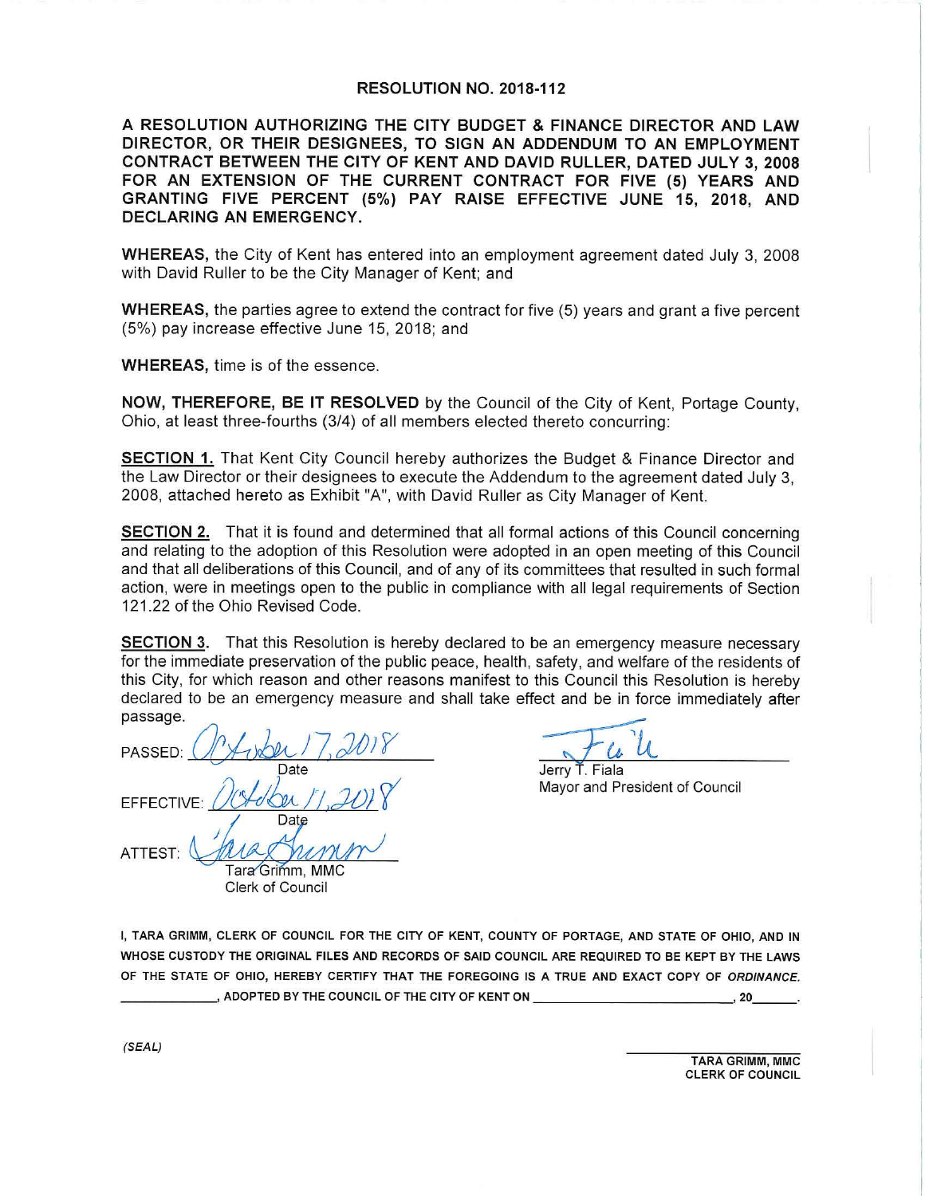# RESOLUTION NO. 2018-112

**A RESOLUTION AUTHORIZING THE CITY BUDGET & FINANCE DIRECTOR AND LAW DIRECTOR, OR THEIR DESIGNEES, TO SIGN AN ADDENDUM TO AN EMPLOYMENT CONTRACT BETWEEN THE CITY OF KENT AND DAVID RULLER, DATED JULY 3, 2008 FOR AN EXTENSION OF THE CURRENT CONTRACT FOR FIVE (5) YEARS AND GRANTING FIVE PERCENT (5%) PAY RAISE EFFECTIVE JUNE 15, 2018, AND DECLARING AN EMERGENCY.**

**WHEREAS,** the City of Kent has entered into an employment agreement dated July 3, 2008 with David Ruller to be the City Manager of Kent; and

**WHEREAS,** the parties agree to extend the contract for five (5) years and grant a five percent (5%) pay increase effective June 15, 2018; and

**WHEREAS,** time is of the essence.

**NOW, THEREFORE, BE IT RESOLVED** by the Council of the City of Kent, Portage County, Ohio, at least three-fourths (3/4) of all members elected thereto concurring:

**SECTION 1.** That Kent City Council hereby authorizes the Budget & Finance Director and the Law Director or their designees to execute the Addendum to the agreement dated July 3, 2008, attached hereto as Exhibit "A", with David Ruller as City Manager of Kent.

**SECTION 2.** That it is found and determined that all formal actions of this Council concerning and relating to the adoption of this Resolution were adopted in an open meeting of this Council and that all deliberations of this Council, and of any of its committees that resulted in such formal action, were in meetings open to the public in compliance with all legal requirements of Section 121.22 of the Ohio Revised Code.

**SECTION 3.** That this Resolution is hereby declared to be an emergency measure necessary for the immediate preservation of the public peace, health, safety, and welfare of the residents of this City, for which reason and other reasons manifest to this Council this Resolution is hereby declared to be an emergency measure and shall take effect and be in force immediately after passage.

PASSED: October 17, 2018
Date

EFFECTIVE: October 17, 2018
Date

ATTEST: [signature]
Tara Grimm, MMC
Clerk of Council

[signature]
Jerry T. Fiala
Mayor and President of Council

I, TARA GRIMM, CLERK OF COUNCIL FOR THE CITY OF KENT, COUNTY OF PORTAGE, AND STATE OF OHIO, AND IN WHOSE CUSTODY THE ORIGINAL FILES AND RECORDS OF SAID COUNCIL ARE REQUIRED TO BE KEPT BY THE LAWS OF THE STATE OF OHIO, HEREBY CERTIFY THAT THE FOREGOING IS A TRUE AND EXACT COPY OF *ORDINANCE.* \_\_\_\_\_\_\_\_\_\_, ADOPTED BY THE COUNCIL OF THE CITY OF KENT ON \_\_\_\_\_\_\_\_\_\_\_\_\_\_\_\_\_\_\_\_, 20\_\_\_\_\_.

*(SEAL)*

TARA GRIMM, MMC
CLERK OF COUNCIL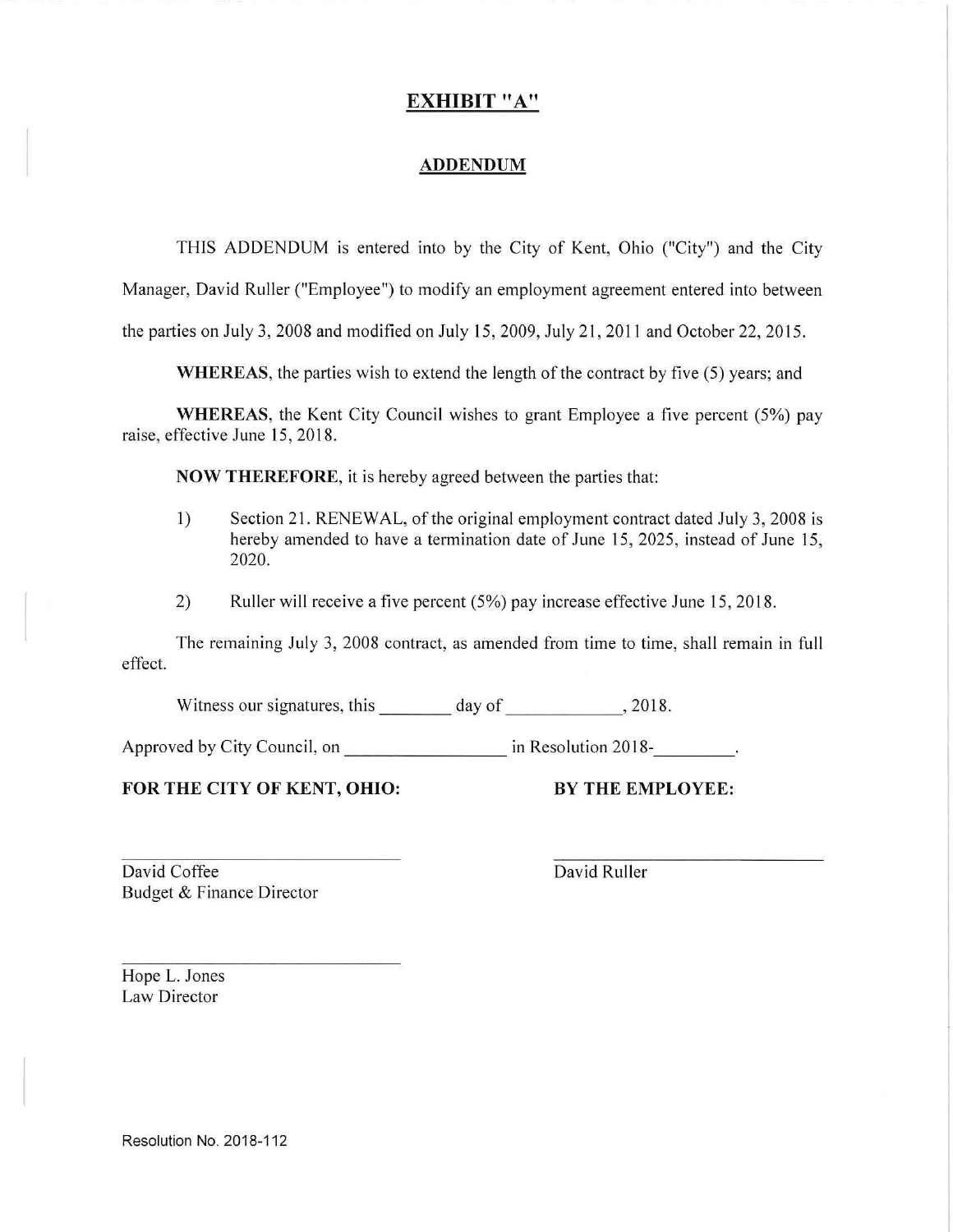# EXHIBIT "A"

## ADDENDUM

THIS ADDENDUM is entered into by the City of Kent, Ohio ("City") and the City Manager, David Ruller ("Employee") to modify an employment agreement entered into between the parties on July 3, 2008 and modified on July 15, 2009, July 21, 2011 and October 22, 2015.

**WHEREAS**, the parties wish to extend the length of the contract by five (5) years; and

**WHEREAS**, the Kent City Council wishes to grant Employee a five percent (5%) pay raise, effective June 15, 2018.

**NOW THEREFORE**, it is hereby agreed between the parties that:

1) Section 21. RENEWAL, of the original employment contract dated July 3, 2008 is hereby amended to have a termination date of June 15, 2025, instead of June 15, 2020.

2) Ruller will receive a five percent (5%) pay increase effective June 15, 2018.

The remaining July 3, 2008 contract, as amended from time to time, shall remain in full effect.

Witness our signatures, this ________ day of ____________, 2018.

Approved by City Council, on _________________ in Resolution 2018-________.

**FOR THE CITY OF KENT, OHIO:**

____________________________
David Coffee
Budget & Finance Director

____________________________
Hope L. Jones
Law Director

**BY THE EMPLOYEE:**

____________________________
David Ruller

Resolution No. 2018-112